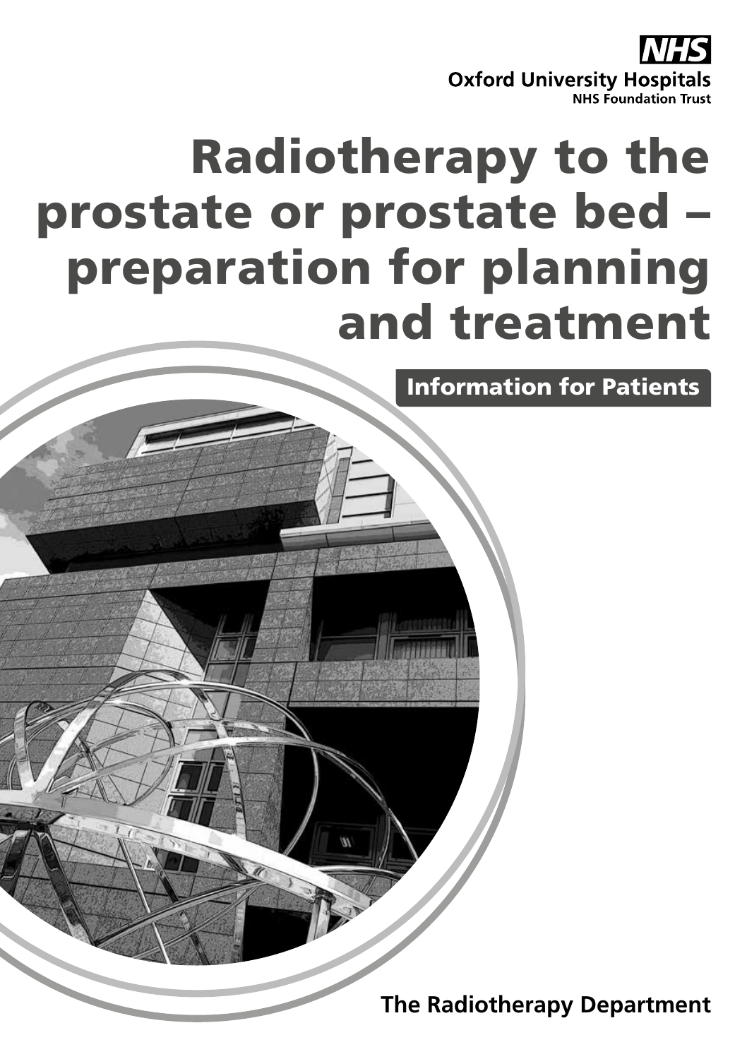NHS

Oxford University Hospitals
NHS Foundation Trust

# Radiotherapy to the prostate or prostate bed – preparation for planning and treatment

Information for Patients

**The Radiotherapy Department**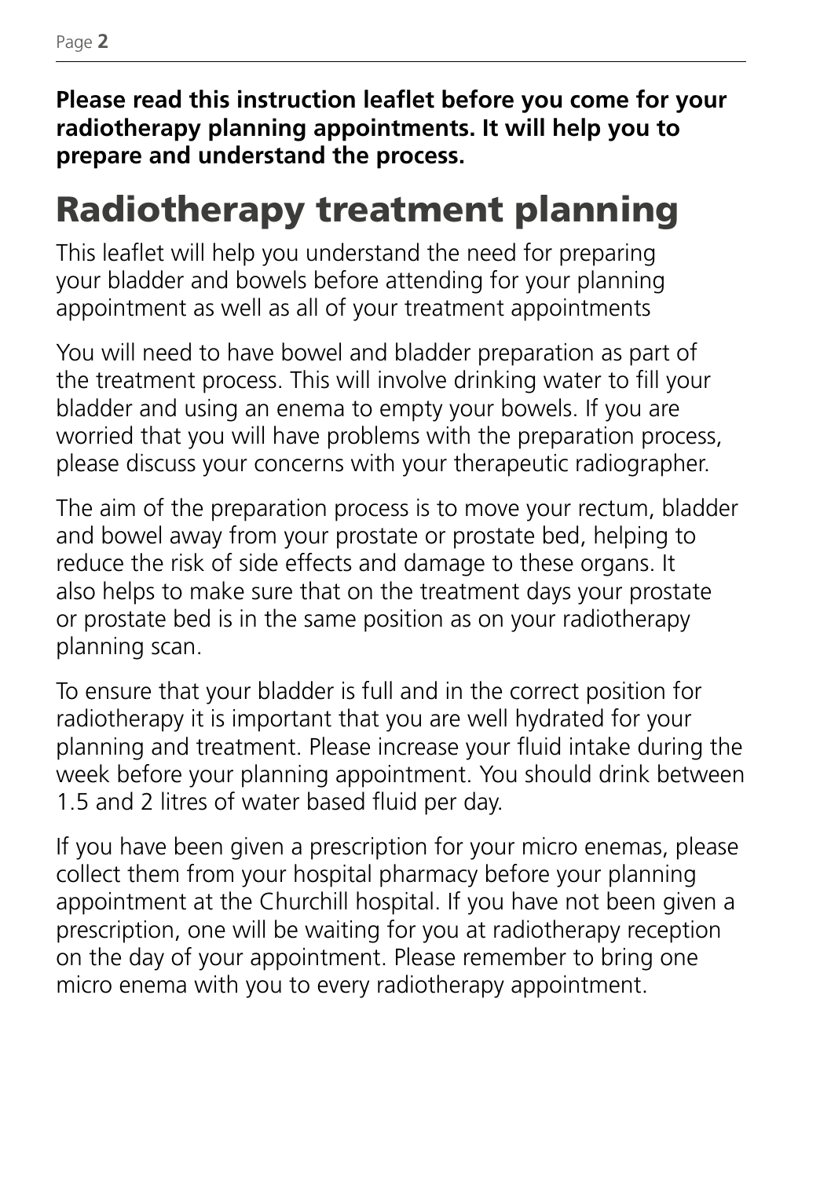**Please read this instruction leaflet before you come for your radiotherapy planning appointments. It will help you to prepare and understand the process.**

# Radiotherapy treatment planning

This leaflet will help you understand the need for preparing your bladder and bowels before attending for your planning appointment as well as all of your treatment appointments

You will need to have bowel and bladder preparation as part of the treatment process. This will involve drinking water to fill your bladder and using an enema to empty your bowels. If you are worried that you will have problems with the preparation process, please discuss your concerns with your therapeutic radiographer.

The aim of the preparation process is to move your rectum, bladder and bowel away from your prostate or prostate bed, helping to reduce the risk of side effects and damage to these organs. It also helps to make sure that on the treatment days your prostate or prostate bed is in the same position as on your radiotherapy planning scan.

To ensure that your bladder is full and in the correct position for radiotherapy it is important that you are well hydrated for your planning and treatment. Please increase your fluid intake during the week before your planning appointment. You should drink between 1.5 and 2 litres of water based fluid per day.

If you have been given a prescription for your micro enemas, please collect them from your hospital pharmacy before your planning appointment at the Churchill hospital. If you have not been given a prescription, one will be waiting for you at radiotherapy reception on the day of your appointment. Please remember to bring one micro enema with you to every radiotherapy appointment.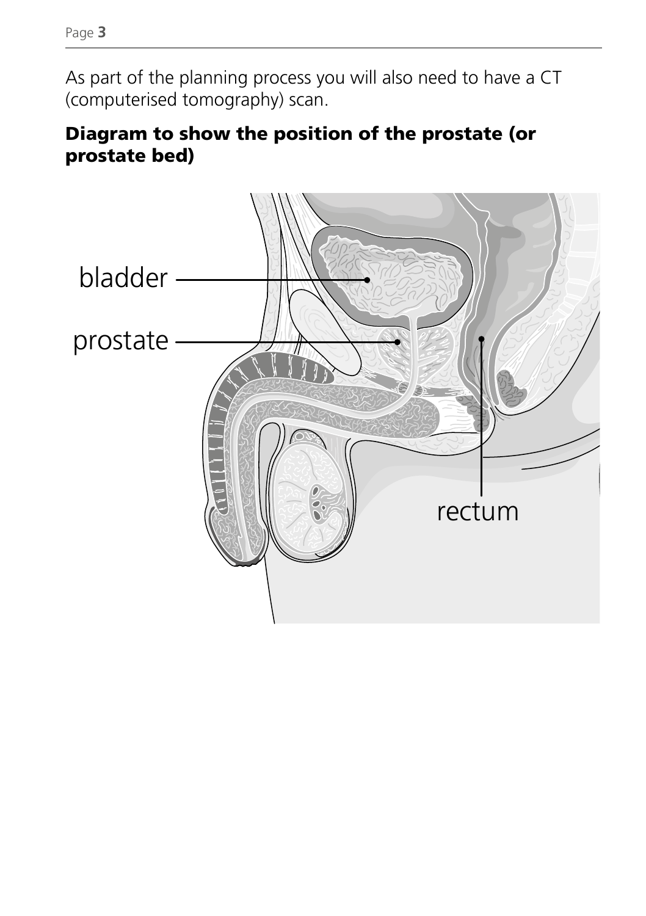As part of the planning process you will also need to have a CT (computerised tomography) scan.

**Diagram to show the position of the prostate (or prostate bed)**

bladder

prostate

rectum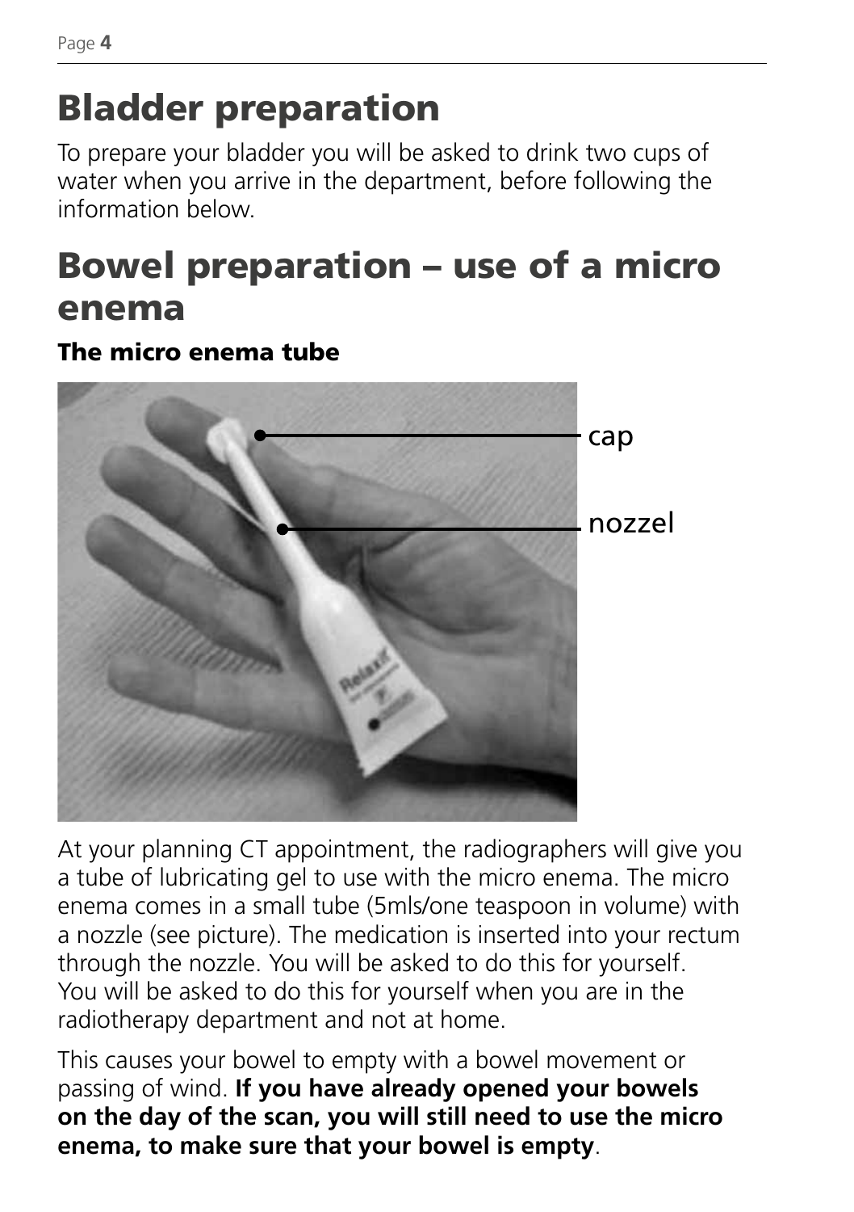# Bladder preparation

To prepare your bladder you will be asked to drink two cups of water when you arrive in the department, before following the information below.

# Bowel preparation – use of a micro enema

**The micro enema tube**

cap

nozzel

At your planning CT appointment, the radiographers will give you a tube of lubricating gel to use with the micro enema. The micro enema comes in a small tube (5mls/one teaspoon in volume) with a nozzle (see picture). The medication is inserted into your rectum through the nozzle. You will be asked to do this for yourself. You will be asked to do this for yourself when you are in the radiotherapy department and not at home.

This causes your bowel to empty with a bowel movement or passing of wind. **If you have already opened your bowels on the day of the scan, you will still need to use the micro enema, to make sure that your bowel is empty**.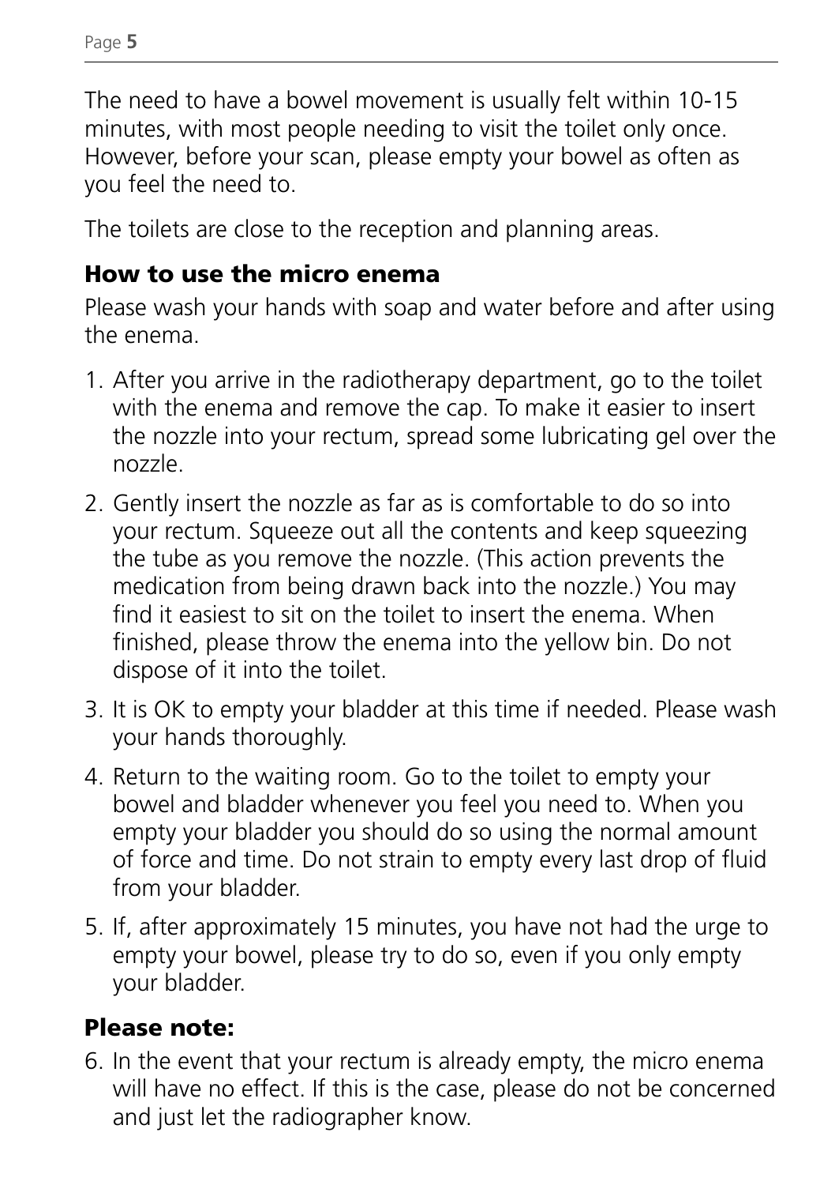The need to have a bowel movement is usually felt within 10-15 minutes, with most people needing to visit the toilet only once. However, before your scan, please empty your bowel as often as you feel the need to.

The toilets are close to the reception and planning areas.

### How to use the micro enema

Please wash your hands with soap and water before and after using the enema.

1. After you arrive in the radiotherapy department, go to the toilet with the enema and remove the cap. To make it easier to insert the nozzle into your rectum, spread some lubricating gel over the nozzle.
2. Gently insert the nozzle as far as is comfortable to do so into your rectum. Squeeze out all the contents and keep squeezing the tube as you remove the nozzle. (This action prevents the medication from being drawn back into the nozzle.) You may find it easiest to sit on the toilet to insert the enema. When finished, please throw the enema into the yellow bin. Do not dispose of it into the toilet.
3. It is OK to empty your bladder at this time if needed. Please wash your hands thoroughly.
4. Return to the waiting room. Go to the toilet to empty your bowel and bladder whenever you feel you need to. When you empty your bladder you should do so using the normal amount of force and time. Do not strain to empty every last drop of fluid from your bladder.
5. If, after approximately 15 minutes, you have not had the urge to empty your bowel, please try to do so, even if you only empty your bladder.

### Please note:

6. In the event that your rectum is already empty, the micro enema will have no effect. If this is the case, please do not be concerned and just let the radiographer know.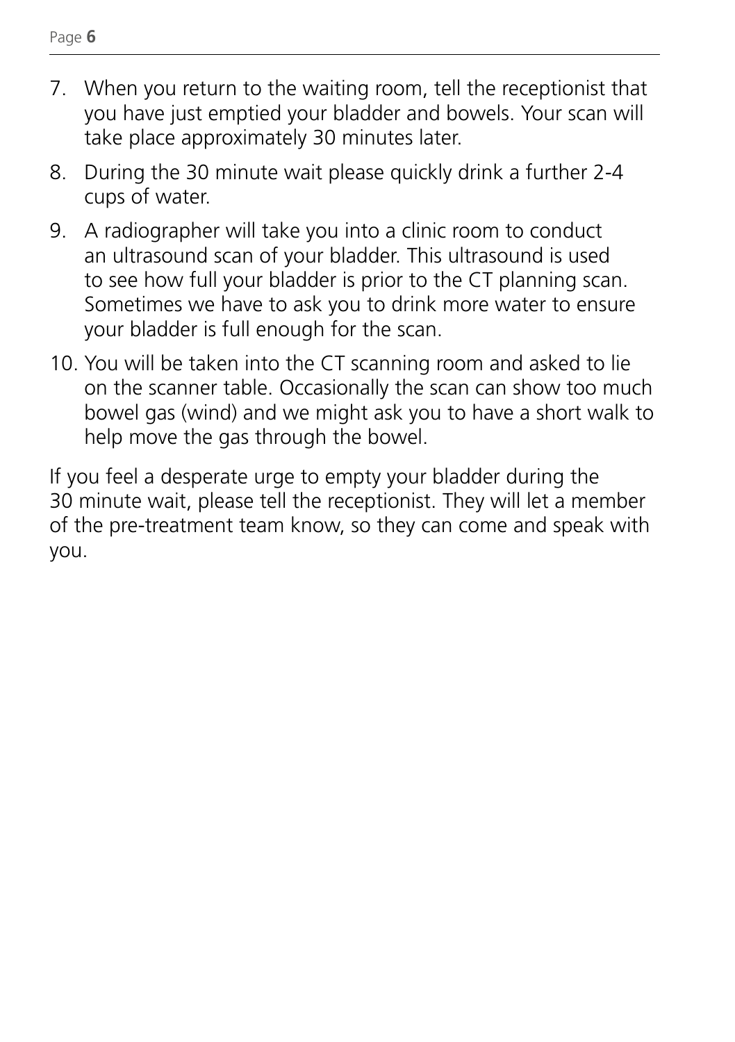7. When you return to the waiting room, tell the receptionist that you have just emptied your bladder and bowels. Your scan will take place approximately 30 minutes later.
8. During the 30 minute wait please quickly drink a further 2-4 cups of water.
9. A radiographer will take you into a clinic room to conduct an ultrasound scan of your bladder. This ultrasound is used to see how full your bladder is prior to the CT planning scan. Sometimes we have to ask you to drink more water to ensure your bladder is full enough for the scan.
10. You will be taken into the CT scanning room and asked to lie on the scanner table. Occasionally the scan can show too much bowel gas (wind) and we might ask you to have a short walk to help move the gas through the bowel.

If you feel a desperate urge to empty your bladder during the 30 minute wait, please tell the receptionist. They will let a member of the pre-treatment team know, so they can come and speak with you.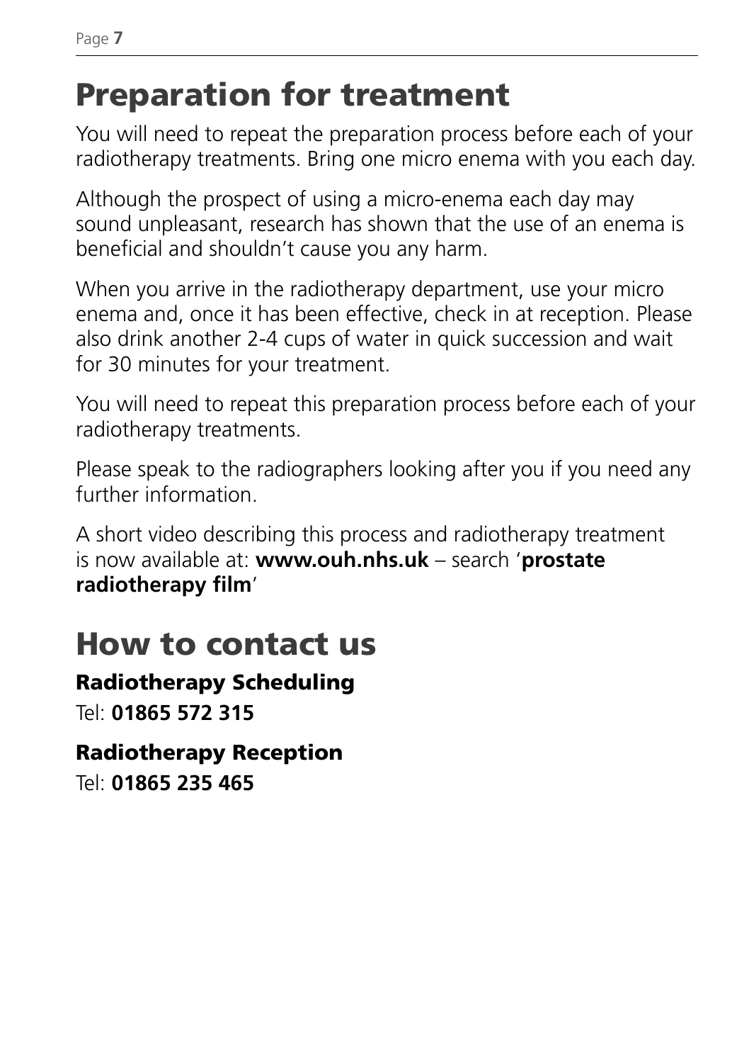# Preparation for treatment

You will need to repeat the preparation process before each of your radiotherapy treatments. Bring one micro enema with you each day.

Although the prospect of using a micro-enema each day may sound unpleasant, research has shown that the use of an enema is beneficial and shouldn't cause you any harm.

When you arrive in the radiotherapy department, use your micro enema and, once it has been effective, check in at reception. Please also drink another 2-4 cups of water in quick succession and wait for 30 minutes for your treatment.

You will need to repeat this preparation process before each of your radiotherapy treatments.

Please speak to the radiographers looking after you if you need any further information.

A short video describing this process and radiotherapy treatment is now available at: **www.ouh.nhs.uk** – search '**prostate radiotherapy film**'

# How to contact us

### Radiotherapy Scheduling

Tel: **01865 572 315**

### Radiotherapy Reception

Tel: **01865 235 465**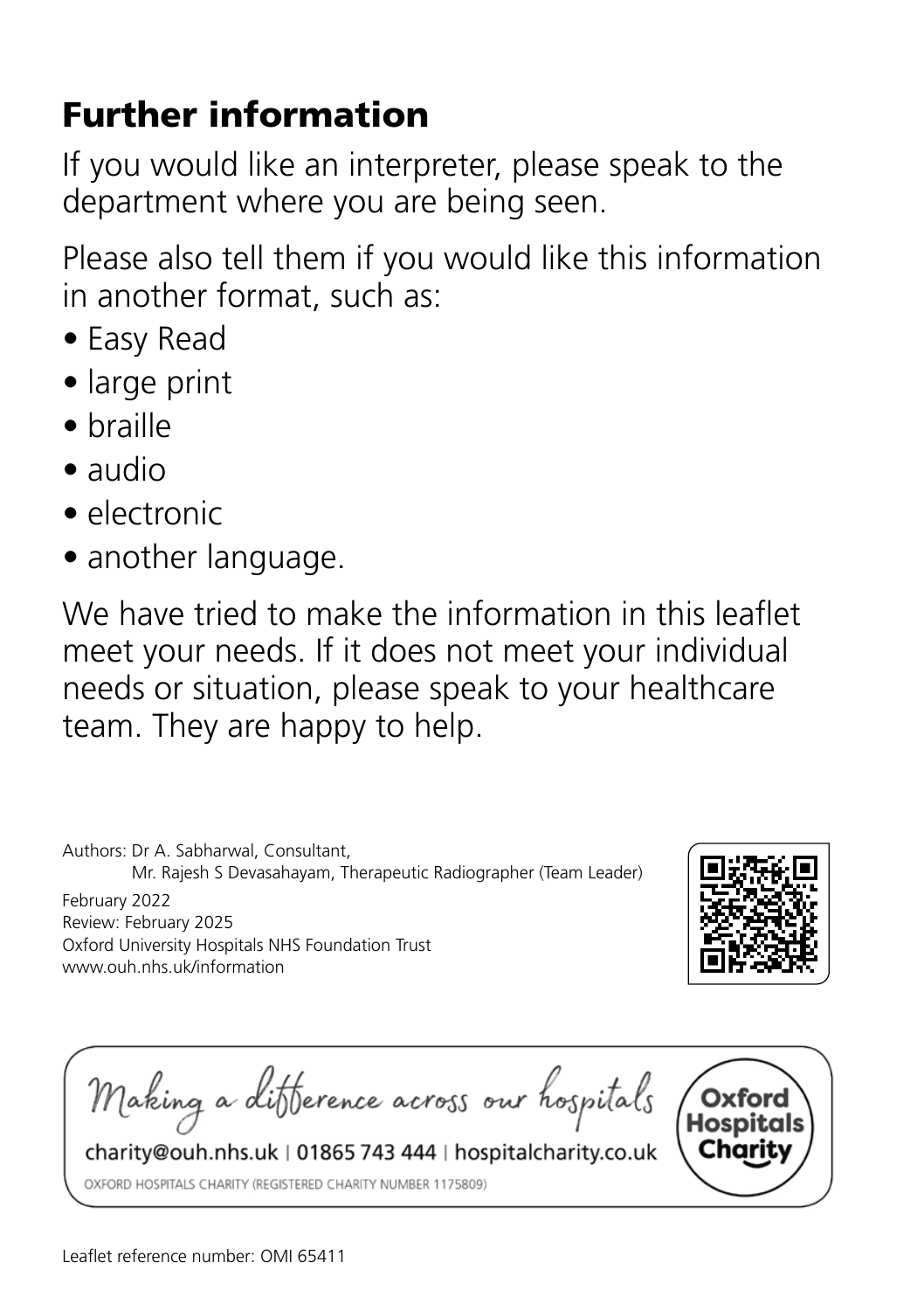## Further information

If you would like an interpreter, please speak to the department where you are being seen.

Please also tell them if you would like this information in another format, such as:

- Easy Read
- large print
- braille
- audio
- electronic
- another language.

We have tried to make the information in this leaflet meet your needs. If it does not meet your individual needs or situation, please speak to your healthcare team. They are happy to help.

Authors: Dr A. Sabharwal, Consultant,
Mr. Rajesh S Devasahayam, Therapeutic Radiographer (Team Leader)

February 2022
Review: February 2025
Oxford University Hospitals NHS Foundation Trust
www.ouh.nhs.uk/information

Making a difference across our hospitals

charity@ouh.nhs.uk | 01865 743 444 | hospitalcharity.co.uk

OXFORD HOSPITALS CHARITY (REGISTERED CHARITY NUMBER 1175809)

Oxford Hospitals Charity

Leaflet reference number: OMI 65411